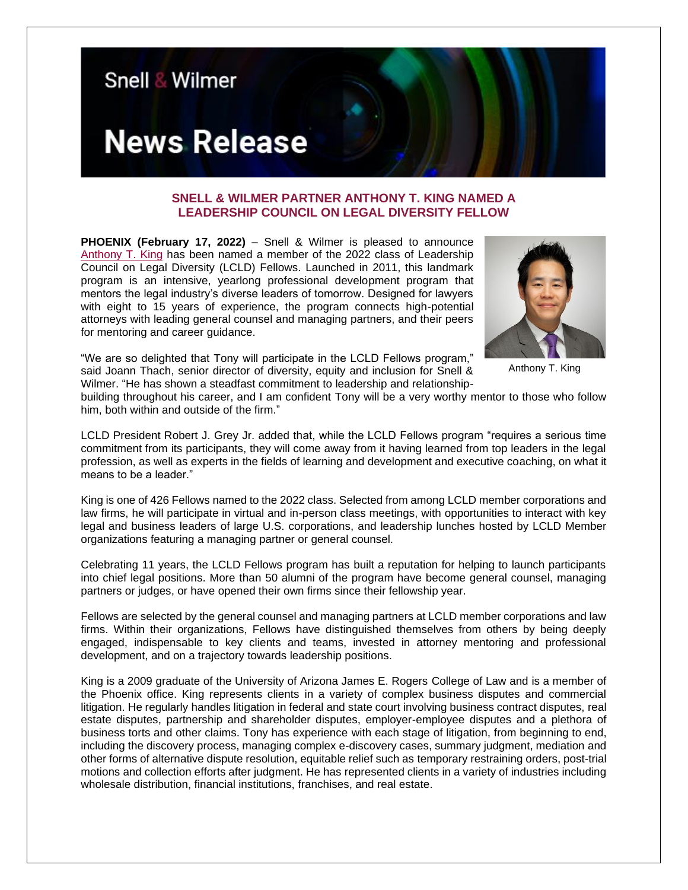Snell & Wilmer

# News Release

## SNELL & WILMER PARTNER ANTHONY T. KING NAMED A LEADERSHIP COUNCIL ON LEGAL DIVERSITY FELLOW

**PHOENIX (February 17, 2022)** – Snell & Wilmer is pleased to announce Anthony T. King has been named a member of the 2022 class of Leadership Council on Legal Diversity (LCLD) Fellows. Launched in 2011, this landmark program is an intensive, yearlong professional development program that mentors the legal industry's diverse leaders of tomorrow. Designed for lawyers with eight to 15 years of experience, the program connects high-potential attorneys with leading general counsel and managing partners, and their peers for mentoring and career guidance.

Anthony T. King

"We are so delighted that Tony will participate in the LCLD Fellows program," said Joann Thach, senior director of diversity, equity and inclusion for Snell & Wilmer. "He has shown a steadfast commitment to leadership and relationship-building throughout his career, and I am confident Tony will be a very worthy mentor to those who follow him, both within and outside of the firm."

LCLD President Robert J. Grey Jr. added that, while the LCLD Fellows program "requires a serious time commitment from its participants, they will come away from it having learned from top leaders in the legal profession, as well as experts in the fields of learning and development and executive coaching, on what it means to be a leader."

King is one of 426 Fellows named to the 2022 class. Selected from among LCLD member corporations and law firms, he will participate in virtual and in-person class meetings, with opportunities to interact with key legal and business leaders of large U.S. corporations, and leadership lunches hosted by LCLD Member organizations featuring a managing partner or general counsel.

Celebrating 11 years, the LCLD Fellows program has built a reputation for helping to launch participants into chief legal positions. More than 50 alumni of the program have become general counsel, managing partners or judges, or have opened their own firms since their fellowship year.

Fellows are selected by the general counsel and managing partners at LCLD member corporations and law firms. Within their organizations, Fellows have distinguished themselves from others by being deeply engaged, indispensable to key clients and teams, invested in attorney mentoring and professional development, and on a trajectory towards leadership positions.

King is a 2009 graduate of the University of Arizona James E. Rogers College of Law and is a member of the Phoenix office. King represents clients in a variety of complex business disputes and commercial litigation. He regularly handles litigation in federal and state court involving business contract disputes, real estate disputes, partnership and shareholder disputes, employer-employee disputes and a plethora of business torts and other claims. Tony has experience with each stage of litigation, from beginning to end, including the discovery process, managing complex e-discovery cases, summary judgment, mediation and other forms of alternative dispute resolution, equitable relief such as temporary restraining orders, post-trial motions and collection efforts after judgment. He has represented clients in a variety of industries including wholesale distribution, financial institutions, franchises, and real estate.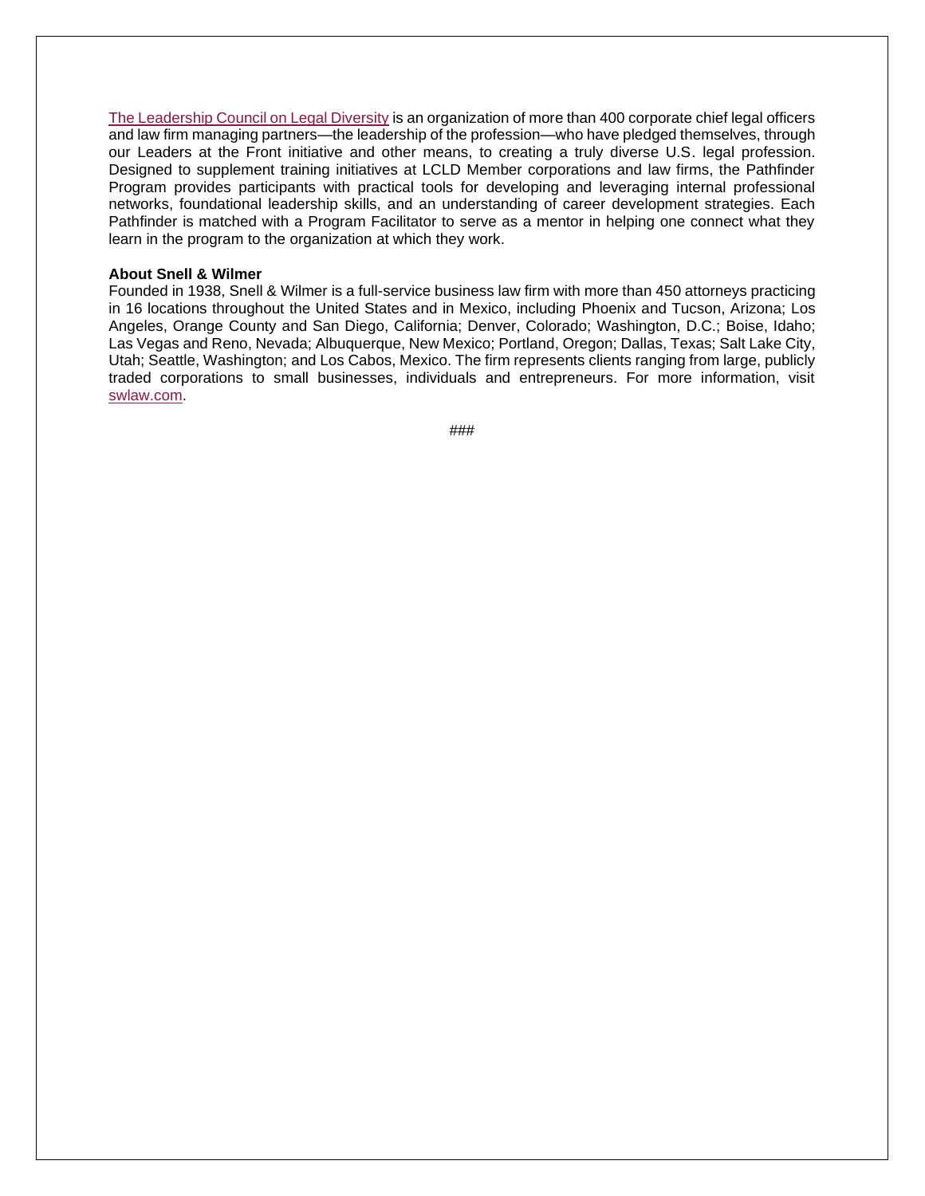The Leadership Council on Legal Diversity is an organization of more than 400 corporate chief legal officers and law firm managing partners—the leadership of the profession—who have pledged themselves, through our Leaders at the Front initiative and other means, to creating a truly diverse U.S. legal profession. Designed to supplement training initiatives at LCLD Member corporations and law firms, the Pathfinder Program provides participants with practical tools for developing and leveraging internal professional networks, foundational leadership skills, and an understanding of career development strategies. Each Pathfinder is matched with a Program Facilitator to serve as a mentor in helping one connect what they learn in the program to the organization at which they work.

**About Snell & Wilmer**

Founded in 1938, Snell & Wilmer is a full-service business law firm with more than 450 attorneys practicing in 16 locations throughout the United States and in Mexico, including Phoenix and Tucson, Arizona; Los Angeles, Orange County and San Diego, California; Denver, Colorado; Washington, D.C.; Boise, Idaho; Las Vegas and Reno, Nevada; Albuquerque, New Mexico; Portland, Oregon; Dallas, Texas; Salt Lake City, Utah; Seattle, Washington; and Los Cabos, Mexico. The firm represents clients ranging from large, publicly traded corporations to small businesses, individuals and entrepreneurs. For more information, visit swlaw.com.

###